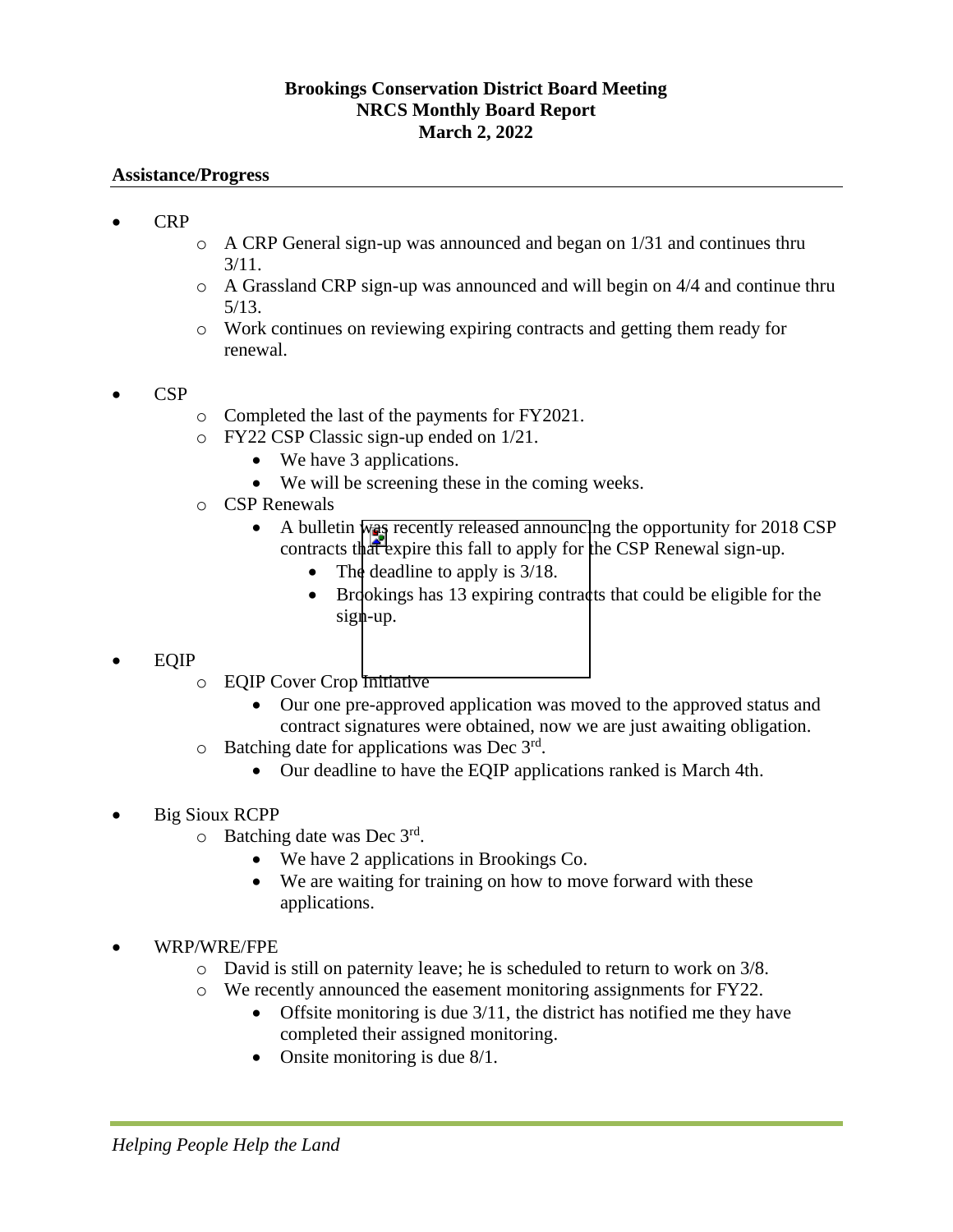**Brookings Conservation District Board Meeting**
**NRCS Monthly Board Report**
**March 2, 2022**

**Assistance/Progress**

- CRP
  - A CRP General sign-up was announced and began on 1/31 and continues thru 3/11.
  - A Grassland CRP sign-up was announced and will begin on 4/4 and continue thru 5/13.
  - Work continues on reviewing expiring contracts and getting them ready for renewal.

- CSP
  - Completed the last of the payments for FY2021.
  - FY22 CSP Classic sign-up ended on 1/21.
    - We have 3 applications.
    - We will be screening these in the coming weeks.
  - CSP Renewals
    - A bulletin was recently released announcing the opportunity for 2018 CSP contracts that expire this fall to apply for the CSP Renewal sign-up.
      - The deadline to apply is 3/18.
      - Brookings has 13 expiring contracts that could be eligible for the sign-up.

- EQIP
  - EQIP Cover Crop Initiative
    - Our one pre-approved application was moved to the approved status and contract signatures were obtained, now we are just awaiting obligation.
  - Batching date for applications was Dec 3rd.
    - Our deadline to have the EQIP applications ranked is March 4th.

- Big Sioux RCPP
  - Batching date was Dec 3rd.
    - We have 2 applications in Brookings Co.
    - We are waiting for training on how to move forward with these applications.

- WRP/WRE/FPE
  - David is still on paternity leave; he is scheduled to return to work on 3/8.
  - We recently announced the easement monitoring assignments for FY22.
    - Offsite monitoring is due 3/11, the district has notified me they have completed their assigned monitoring.
    - Onsite monitoring is due 8/1.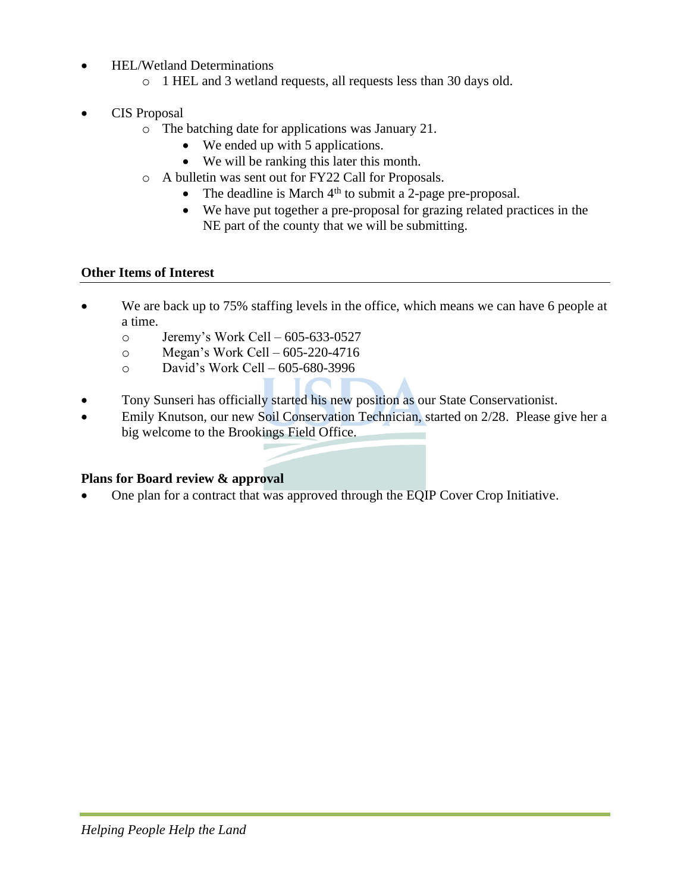- HEL/Wetland Determinations
  - 1 HEL and 3 wetland requests, all requests less than 30 days old.

- CIS Proposal
  - The batching date for applications was January 21.
    - We ended up with 5 applications.
    - We will be ranking this later this month.
  - A bulletin was sent out for FY22 Call for Proposals.
    - The deadline is March 4th to submit a 2-page pre-proposal.
    - We have put together a pre-proposal for grazing related practices in the NE part of the county that we will be submitting.

## Other Items of Interest

- We are back up to 75% staffing levels in the office, which means we can have 6 people at a time.
  - Jeremy's Work Cell – 605-633-0527
  - Megan's Work Cell – 605-220-4716
  - David's Work Cell – 605-680-3996

- Tony Sunseri has officially started his new position as our State Conservationist.
- Emily Knutson, our new Soil Conservation Technician, started on 2/28. Please give her a big welcome to the Brookings Field Office.

## Plans for Board review & approval

- One plan for a contract that was approved through the EQIP Cover Crop Initiative.